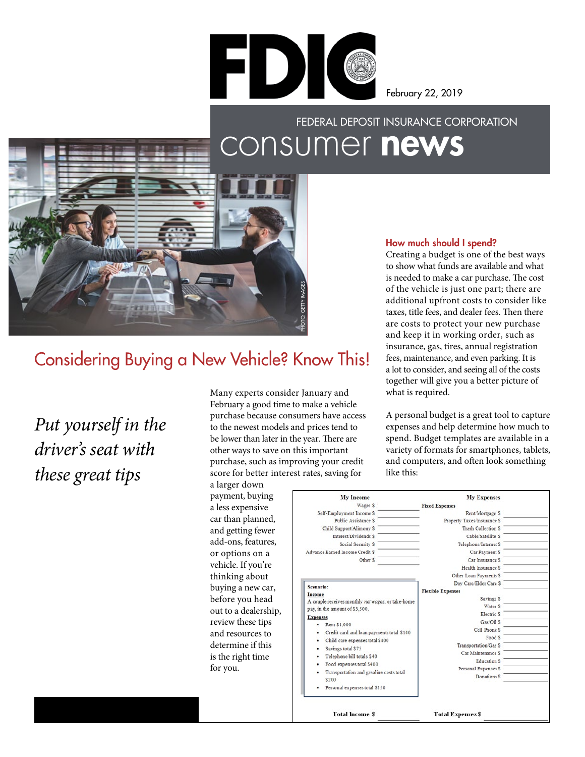FDIC

February 22, 2019

FEDERAL DEPOSIT INSURANCE CORPORATION

# consumer **news**

PHOTO: GETTY IMAGES

## Considering Buying a New Vehicle? Know This!

*Put yourself in the driver's seat with these great tips*

Many experts consider January and February a good time to make a vehicle purchase because consumers have access to the newest models and prices tend to be lower than later in the year. There are other ways to save on this important purchase, such as improving your credit score for better interest rates, saving for a larger down payment, buying a less expensive car than planned, and getting fewer add-ons, features, or options on a vehicle. If you're thinking about buying a new car, before you head out to a dealership, review these tips and resources to determine if this is the right time for you.

### How much should I spend?

Creating a budget is one of the best ways to show what funds are available and what is needed to make a car purchase. The cost of the vehicle is just one part; there are additional upfront costs to consider like taxes, title fees, and dealer fees. Then there are costs to protect your new purchase and keep it in working order, such as insurance, gas, tires, annual registration fees, maintenance, and even parking. It is a lot to consider, and seeing all of the costs together will give you a better picture of what is required.

A personal budget is a great tool to capture expenses and help determine how much to spend. Budget templates are available in a variety of formats for smartphones, tablets, and computers, and often look something like this:

| My Income | | My Expenses | |
|---|---|---|---|
| Wages $ | | **Fixed Expenses** | |
| Self-Employment Income $ | | Rent/Mortgage $ | |
| Public Assistance $ | | Property Taxes/Insurance $ | |
| Child Support/Alimony $ | | Trash Collection $ | |
| Interest/Dividends $ | | Cable/Satellite $ | |
| Social Security $ | | Telephone/Internet $ | |
| Advance Earned Income Credit $ | | Car Payment $ | |
| Other $ | | Car Insurance $ | |
| | | Health Insurance $ | |
| | | Other Loan Payments $ | |
| | | Day Care/Elder Care $ | |
| | | **Flexible Expenses** | |
| | | Savings $ | |
| | | Water $ | |
| | | Electric $ | |
| | | Gas/Oil $ | |
| | | Cell Phone $ | |
| | | Food $ | |
| | | Transportation/Gas $ | |
| | | Car Maintenance $ | |
| | | Education $ | |
| | | Personal Expenses $ | |
| | | Donations $ | |
| **Total Income $** | | **Total Expenses $** | |

**Scenario:**

**Income**

A couple receives monthly *net wages*, or take-home pay, in the amount of $3,500.

**Expenses**

- Rent $1,000
- Credit card and loan payments total $140
- Child care expenses total $400
- Savings total $75
- Telephone bill totals $40
- Food expenses total $400
- Transportation and gasoline costs total $200
- Personal expenses total $150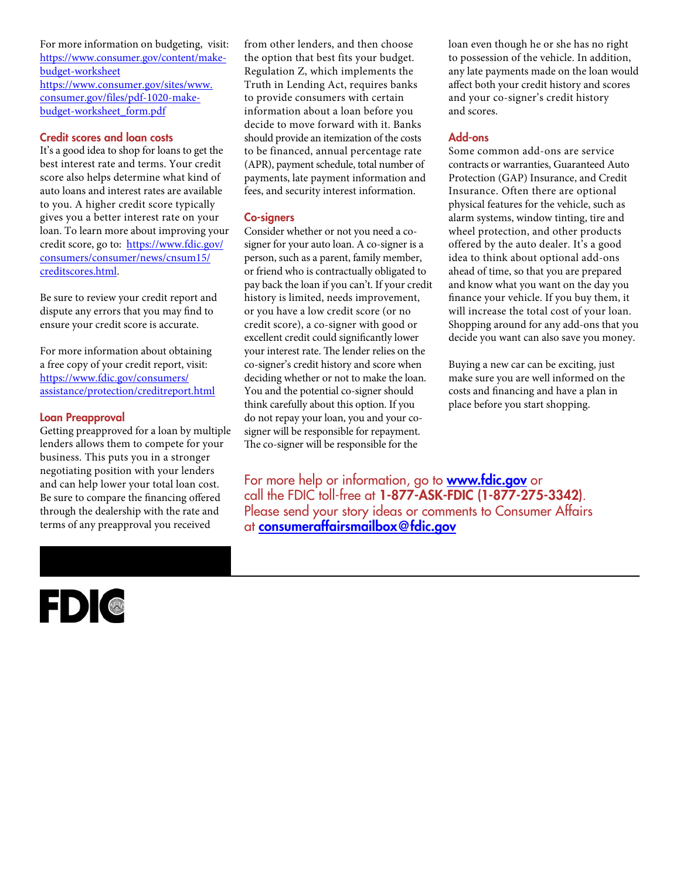For more information on budgeting, visit: https://www.consumer.gov/content/make-budget-worksheet https://www.consumer.gov/sites/www.consumer.gov/files/pdf-1020-make-budget-worksheet_form.pdf

## Credit scores and loan costs

It's a good idea to shop for loans to get the best interest rate and terms. Your credit score also helps determine what kind of auto loans and interest rates are available to you. A higher credit score typically gives you a better interest rate on your loan. To learn more about improving your credit score, go to: https://www.fdic.gov/consumers/consumer/news/cnsum15/creditscores.html.

Be sure to review your credit report and dispute any errors that you may find to ensure your credit score is accurate.

For more information about obtaining a free copy of your credit report, visit: https://www.fdic.gov/consumers/assistance/protection/creditreport.html

## Loan Preapproval

Getting preapproved for a loan by multiple lenders allows them to compete for your business. This puts you in a stronger negotiating position with your lenders and can help lower your total loan cost. Be sure to compare the financing offered through the dealership with the rate and terms of any preapproval you received from other lenders, and then choose the option that best fits your budget. Regulation Z, which implements the Truth in Lending Act, requires banks to provide consumers with certain information about a loan before you decide to move forward with it. Banks should provide an itemization of the costs to be financed, annual percentage rate (APR), payment schedule, total number of payments, late payment information and fees, and security interest information.

## Co-signers

Consider whether or not you need a co-signer for your auto loan. A co-signer is a person, such as a parent, family member, or friend who is contractually obligated to pay back the loan if you can't. If your credit history is limited, needs improvement, or you have a low credit score (or no credit score), a co-signer with good or excellent credit could significantly lower your interest rate. The lender relies on the co-signer's credit history and score when deciding whether or not to make the loan. You and the potential co-signer should think carefully about this option. If you do not repay your loan, you and your co-signer will be responsible for repayment. The co-signer will be responsible for the loan even though he or she has no right to possession of the vehicle. In addition, any late payments made on the loan would affect both your credit history and scores and your co-signer's credit history and scores.

## Add-ons

Some common add-ons are service contracts or warranties, Guaranteed Auto Protection (GAP) Insurance, and Credit Insurance. Often there are optional physical features for the vehicle, such as alarm systems, window tinting, tire and wheel protection, and other products offered by the auto dealer. It's a good idea to think about optional add-ons ahead of time, so that you are prepared and know what you want on the day you finance your vehicle. If you buy them, it will increase the total cost of your loan. Shopping around for any add-ons that you decide you want can also save you money.

Buying a new car can be exciting, just make sure you are well informed on the costs and financing and have a plan in place before you start shopping.

For more help or information, go to **www.fdic.gov** or call the FDIC toll-free at **1-877-ASK-FDIC (1-877-275-3342)**. Please send your story ideas or comments to Consumer Affairs at **consumeraffairsmailbox@fdic.gov**

FDIC